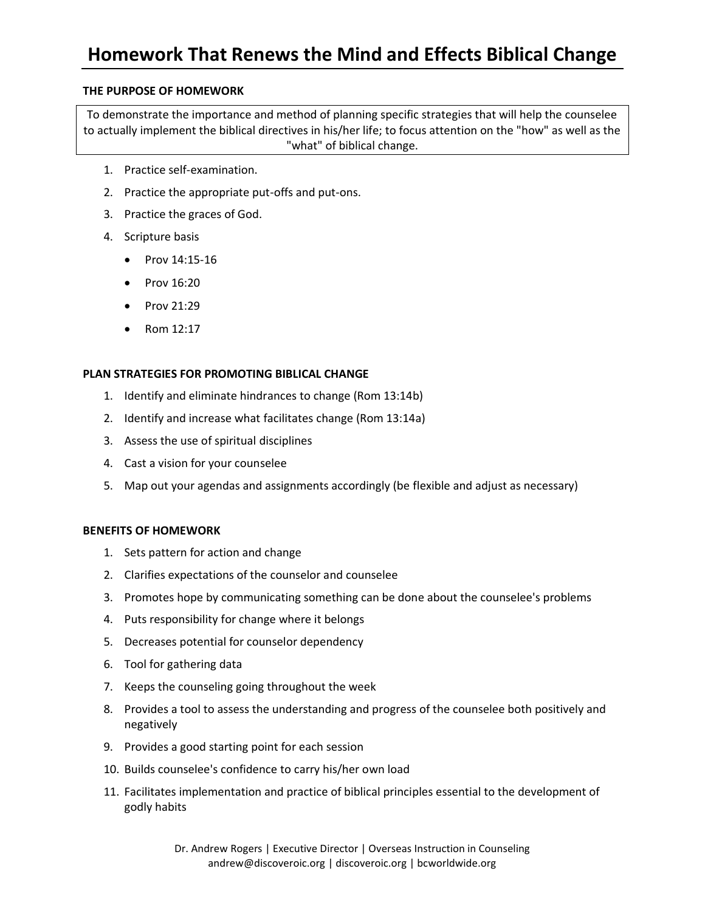# Homework That Renews the Mind and Effects Biblical Change

**THE PURPOSE OF HOMEWORK**

To demonstrate the importance and method of planning specific strategies that will help the counselee to actually implement the biblical directives in his/her life; to focus attention on the "how" as well as the "what" of biblical change.

1. Practice self-examination.
2. Practice the appropriate put-offs and put-ons.
3. Practice the graces of God.
4. Scripture basis
   - Prov 14:15-16
   - Prov 16:20
   - Prov 21:29
   - Rom 12:17

**PLAN STRATEGIES FOR PROMOTING BIBLICAL CHANGE**

1. Identify and eliminate hindrances to change (Rom 13:14b)
2. Identify and increase what facilitates change (Rom 13:14a)
3. Assess the use of spiritual disciplines
4. Cast a vision for your counselee
5. Map out your agendas and assignments accordingly (be flexible and adjust as necessary)

**BENEFITS OF HOMEWORK**

1. Sets pattern for action and change
2. Clarifies expectations of the counselor and counselee
3. Promotes hope by communicating something can be done about the counselee's problems
4. Puts responsibility for change where it belongs
5. Decreases potential for counselor dependency
6. Tool for gathering data
7. Keeps the counseling going throughout the week
8. Provides a tool to assess the understanding and progress of the counselee both positively and negatively
9. Provides a good starting point for each session
10. Builds counselee's confidence to carry his/her own load
11. Facilitates implementation and practice of biblical principles essential to the development of godly habits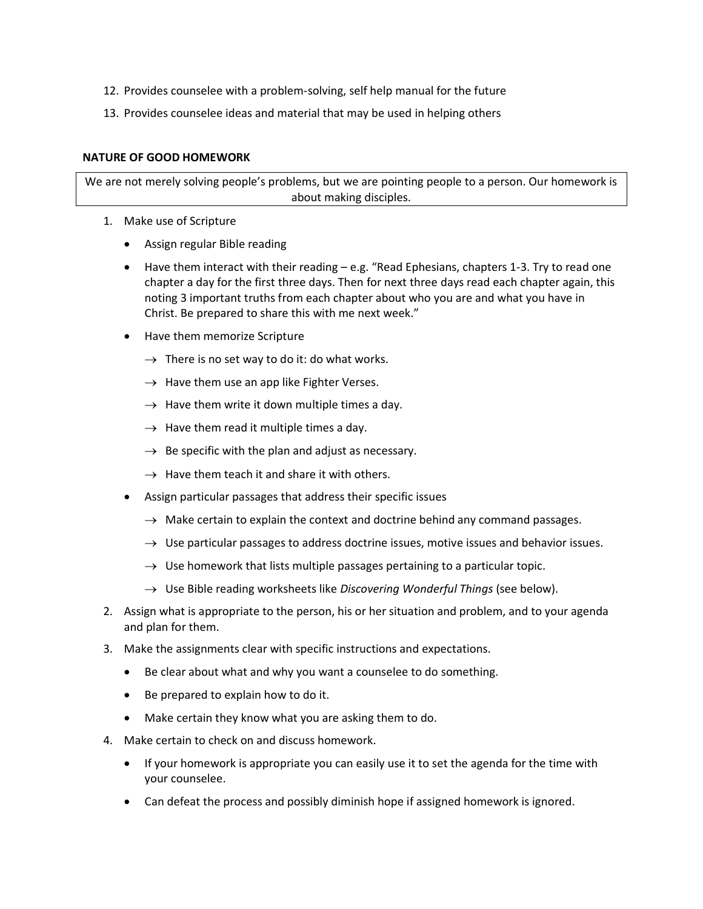12. Provides counselee with a problem-solving, self help manual for the future
13. Provides counselee ideas and material that may be used in helping others

**NATURE OF GOOD HOMEWORK**

We are not merely solving people's problems, but we are pointing people to a person. Our homework is about making disciples.

1. Make use of Scripture
   - Assign regular Bible reading
   - Have them interact with their reading – e.g. "Read Ephesians, chapters 1-3. Try to read one chapter a day for the first three days. Then for next three days read each chapter again, this noting 3 important truths from each chapter about who you are and what you have in Christ. Be prepared to share this with me next week."
   - Have them memorize Scripture
     - → There is no set way to do it: do what works.
     - → Have them use an app like Fighter Verses.
     - → Have them write it down multiple times a day.
     - → Have them read it multiple times a day.
     - → Be specific with the plan and adjust as necessary.
     - → Have them teach it and share it with others.
   - Assign particular passages that address their specific issues
     - → Make certain to explain the context and doctrine behind any command passages.
     - → Use particular passages to address doctrine issues, motive issues and behavior issues.
     - → Use homework that lists multiple passages pertaining to a particular topic.
     - → Use Bible reading worksheets like *Discovering Wonderful Things* (see below).
2. Assign what is appropriate to the person, his or her situation and problem, and to your agenda and plan for them.
3. Make the assignments clear with specific instructions and expectations.
   - Be clear about what and why you want a counselee to do something.
   - Be prepared to explain how to do it.
   - Make certain they know what you are asking them to do.
4. Make certain to check on and discuss homework.
   - If your homework is appropriate you can easily use it to set the agenda for the time with your counselee.
   - Can defeat the process and possibly diminish hope if assigned homework is ignored.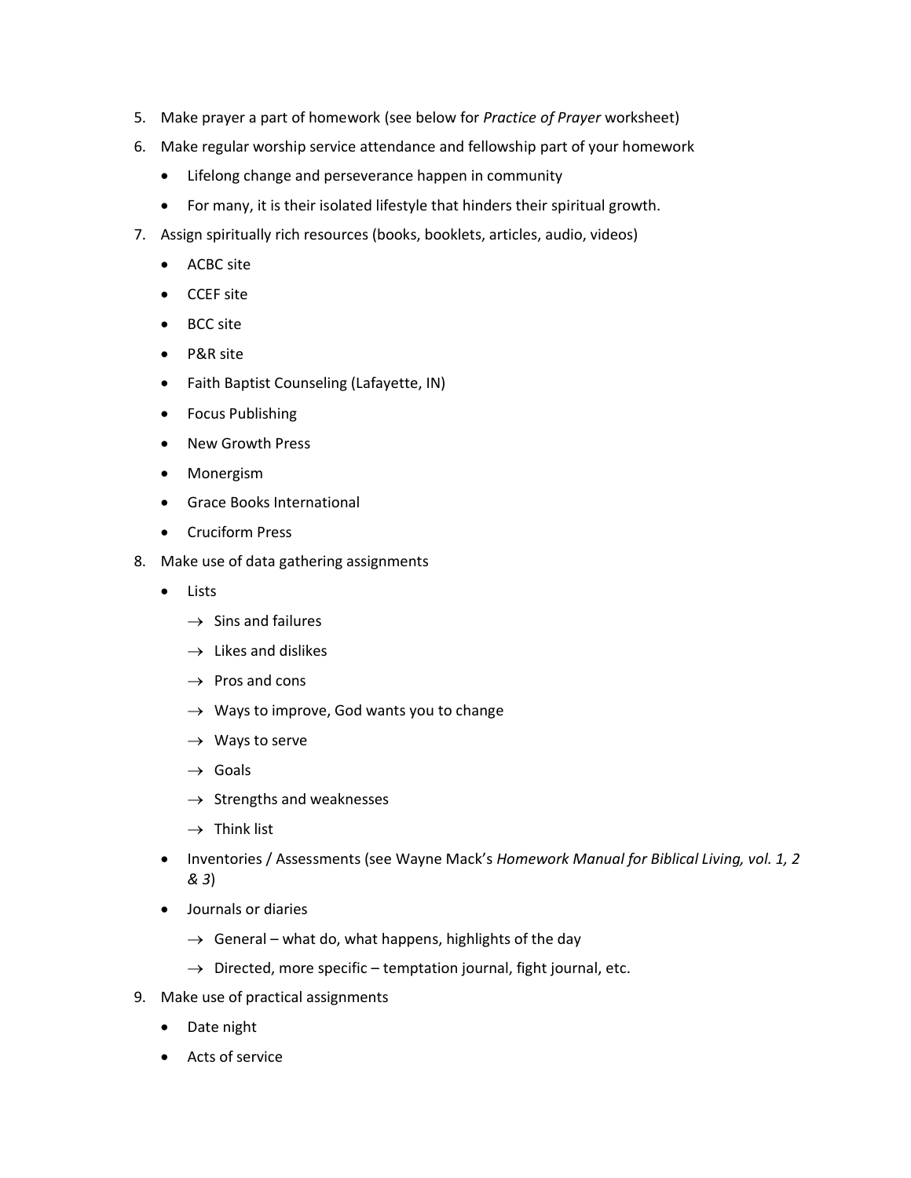5. Make prayer a part of homework (see below for *Practice of Prayer* worksheet)
6. Make regular worship service attendance and fellowship part of your homework
   - Lifelong change and perseverance happen in community
   - For many, it is their isolated lifestyle that hinders their spiritual growth.
7. Assign spiritually rich resources (books, booklets, articles, audio, videos)
   - ACBC site
   - CCEF site
   - BCC site
   - P&R site
   - Faith Baptist Counseling (Lafayette, IN)
   - Focus Publishing
   - New Growth Press
   - Monergism
   - Grace Books International
   - Cruciform Press
8. Make use of data gathering assignments
   - Lists
     - → Sins and failures
     - → Likes and dislikes
     - → Pros and cons
     - → Ways to improve, God wants you to change
     - → Ways to serve
     - → Goals
     - → Strengths and weaknesses
     - → Think list
   - Inventories / Assessments (see Wayne Mack's *Homework Manual for Biblical Living, vol. 1, 2 & 3*)
   - Journals or diaries
     - → General – what do, what happens, highlights of the day
     - → Directed, more specific – temptation journal, fight journal, etc.
9. Make use of practical assignments
   - Date night
   - Acts of service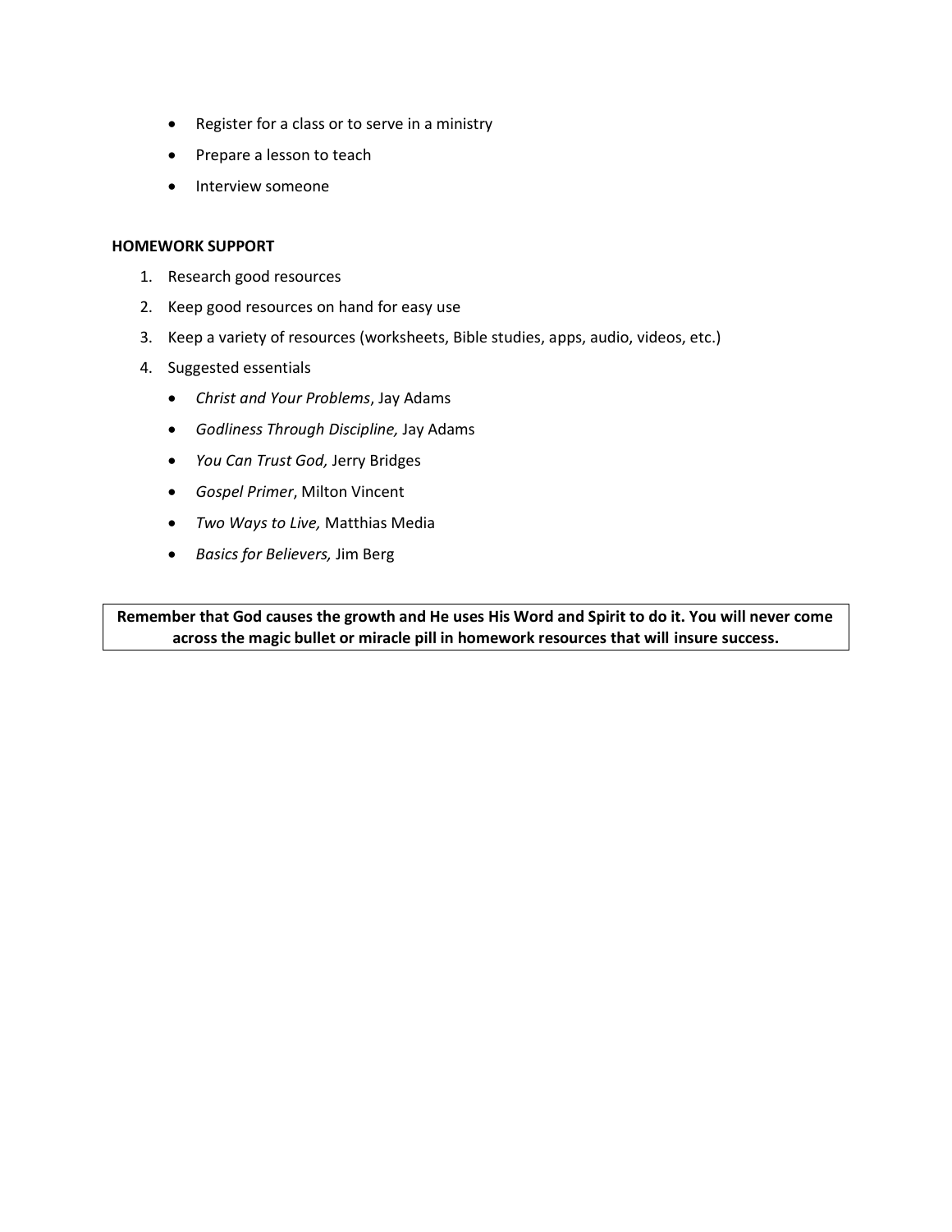- Register for a class or to serve in a ministry
- Prepare a lesson to teach
- Interview someone

**HOMEWORK SUPPORT**

1. Research good resources
2. Keep good resources on hand for easy use
3. Keep a variety of resources (worksheets, Bible studies, apps, audio, videos, etc.)
4. Suggested essentials
   - *Christ and Your Problems*, Jay Adams
   - *Godliness Through Discipline,* Jay Adams
   - *You Can Trust God,* Jerry Bridges
   - *Gospel Primer*, Milton Vincent
   - *Two Ways to Live,* Matthias Media
   - *Basics for Believers,* Jim Berg

**Remember that God causes the growth and He uses His Word and Spirit to do it. You will never come across the magic bullet or miracle pill in homework resources that will insure success.**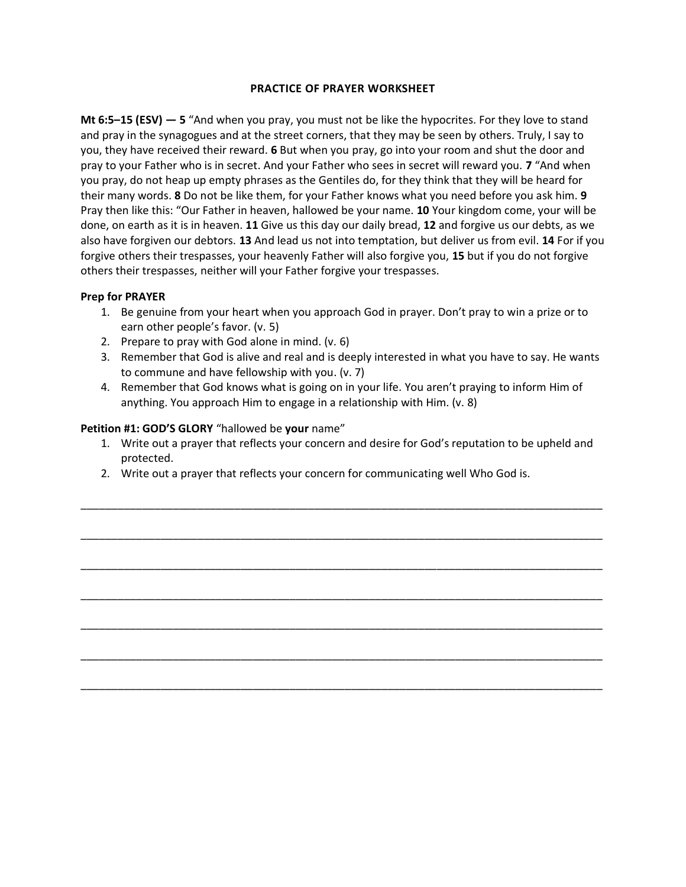# PRACTICE OF PRAYER WORKSHEET

**Mt 6:5–15 (ESV) — 5** "And when you pray, you must not be like the hypocrites. For they love to stand and pray in the synagogues and at the street corners, that they may be seen by others. Truly, I say to you, they have received their reward. **6** But when you pray, go into your room and shut the door and pray to your Father who is in secret. And your Father who sees in secret will reward you. **7** "And when you pray, do not heap up empty phrases as the Gentiles do, for they think that they will be heard for their many words. **8** Do not be like them, for your Father knows what you need before you ask him. **9** Pray then like this: "Our Father in heaven, hallowed be your name. **10** Your kingdom come, your will be done, on earth as it is in heaven. **11** Give us this day our daily bread, **12** and forgive us our debts, as we also have forgiven our debtors. **13** And lead us not into temptation, but deliver us from evil. **14** For if you forgive others their trespasses, your heavenly Father will also forgive you, **15** but if you do not forgive others their trespasses, neither will your Father forgive your trespasses.

**Prep for PRAYER**

1. Be genuine from your heart when you approach God in prayer. Don't pray to win a prize or to earn other people's favor. (v. 5)
2. Prepare to pray with God alone in mind. (v. 6)
3. Remember that God is alive and real and is deeply interested in what you have to say. He wants to commune and have fellowship with you. (v. 7)
4. Remember that God knows what is going on in your life. You aren't praying to inform Him of anything. You approach Him to engage in a relationship with Him. (v. 8)

**Petition #1: GOD'S GLORY** "hallowed be **your** name"

1. Write out a prayer that reflects your concern and desire for God's reputation to be upheld and protected.
2. Write out a prayer that reflects your concern for communicating well Who God is.

______________________________________________________________________________________

______________________________________________________________________________________

______________________________________________________________________________________

______________________________________________________________________________________

______________________________________________________________________________________

______________________________________________________________________________________

______________________________________________________________________________________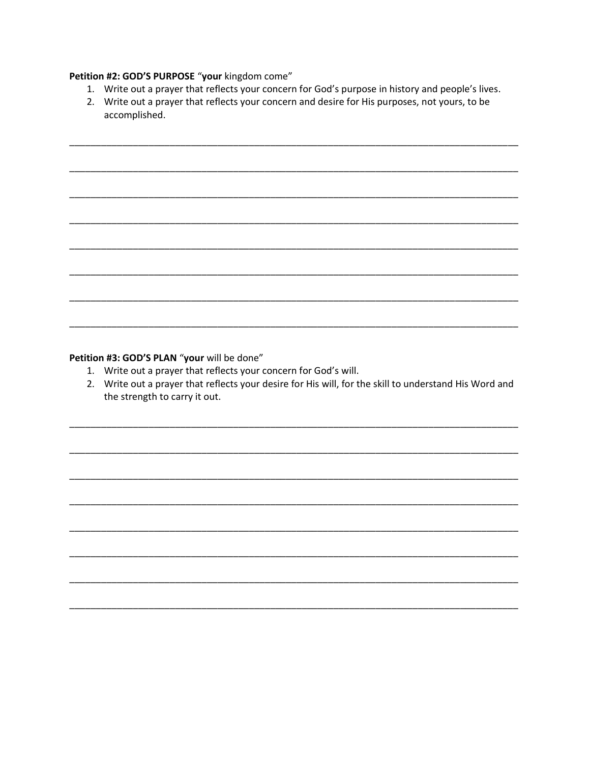**Petition #2: GOD'S PURPOSE** "**your** kingdom come"

1. Write out a prayer that reflects your concern for God's purpose in history and people's lives.
2. Write out a prayer that reflects your concern and desire for His purposes, not yours, to be accomplished.

______________________________________________________________________________

______________________________________________________________________________

______________________________________________________________________________

______________________________________________________________________________

______________________________________________________________________________

______________________________________________________________________________

______________________________________________________________________________

______________________________________________________________________________

**Petition #3: GOD'S PLAN** "**your** will be done"

1. Write out a prayer that reflects your concern for God's will.
2. Write out a prayer that reflects your desire for His will, for the skill to understand His Word and the strength to carry it out.

______________________________________________________________________________

______________________________________________________________________________

______________________________________________________________________________

______________________________________________________________________________

______________________________________________________________________________

______________________________________________________________________________

______________________________________________________________________________

______________________________________________________________________________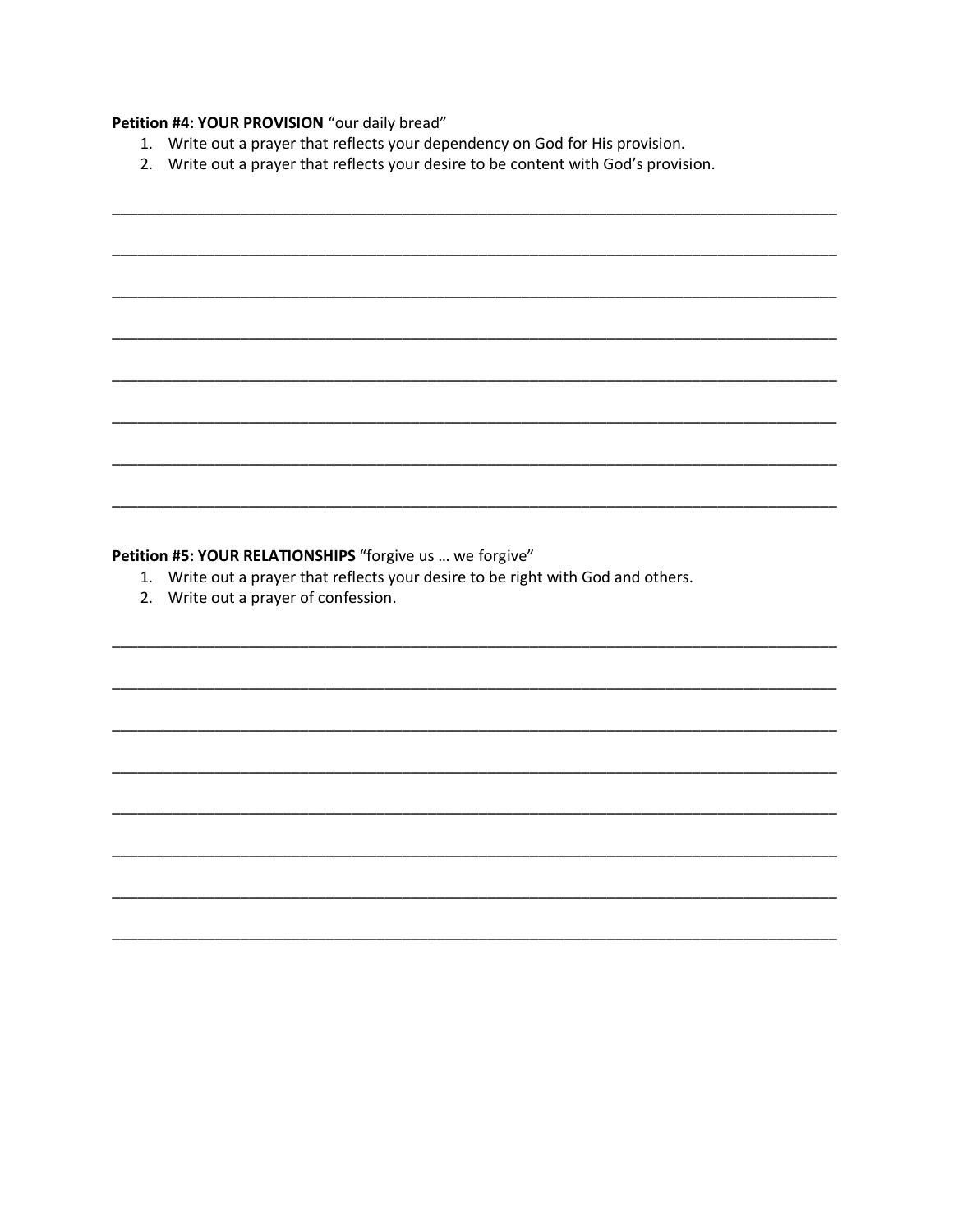**Petition #4: YOUR PROVISION** "our daily bread"

1. Write out a prayer that reflects your dependency on God for His provision.
2. Write out a prayer that reflects your desire to be content with God's provision.

______________________________________________________________________________

______________________________________________________________________________

______________________________________________________________________________

______________________________________________________________________________

______________________________________________________________________________

______________________________________________________________________________

______________________________________________________________________________

______________________________________________________________________________

**Petition #5: YOUR RELATIONSHIPS** "forgive us … we forgive"

1. Write out a prayer that reflects your desire to be right with God and others.
2. Write out a prayer of confession.

______________________________________________________________________________

______________________________________________________________________________

______________________________________________________________________________

______________________________________________________________________________

______________________________________________________________________________

______________________________________________________________________________

______________________________________________________________________________

______________________________________________________________________________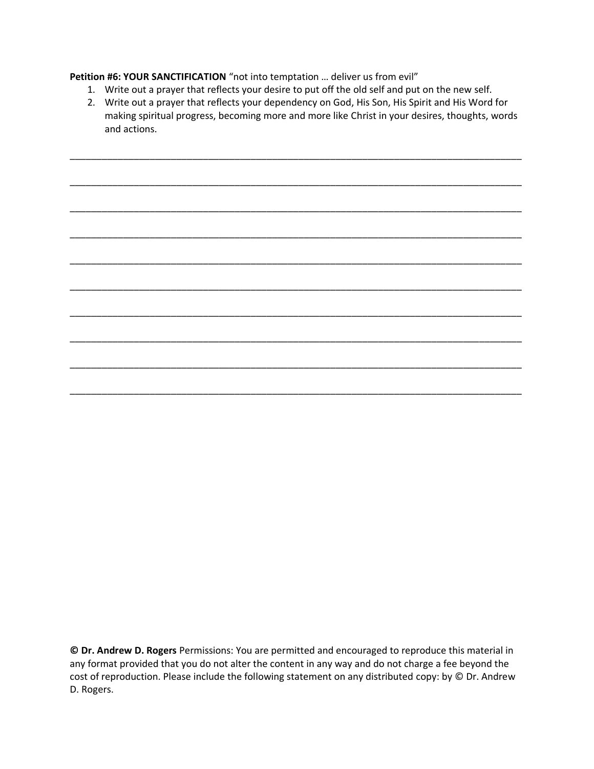**Petition #6: YOUR SANCTIFICATION** "not into temptation … deliver us from evil"

1. Write out a prayer that reflects your desire to put off the old self and put on the new self.
2. Write out a prayer that reflects your dependency on God, His Son, His Spirit and His Word for making spiritual progress, becoming more and more like Christ in your desires, thoughts, words and actions.

______________________________________________________________________________

______________________________________________________________________________

______________________________________________________________________________

______________________________________________________________________________

______________________________________________________________________________

______________________________________________________________________________

______________________________________________________________________________

______________________________________________________________________________

______________________________________________________________________________

______________________________________________________________________________

**© Dr. Andrew D. Rogers** Permissions: You are permitted and encouraged to reproduce this material in any format provided that you do not alter the content in any way and do not charge a fee beyond the cost of reproduction. Please include the following statement on any distributed copy: by © Dr. Andrew D. Rogers.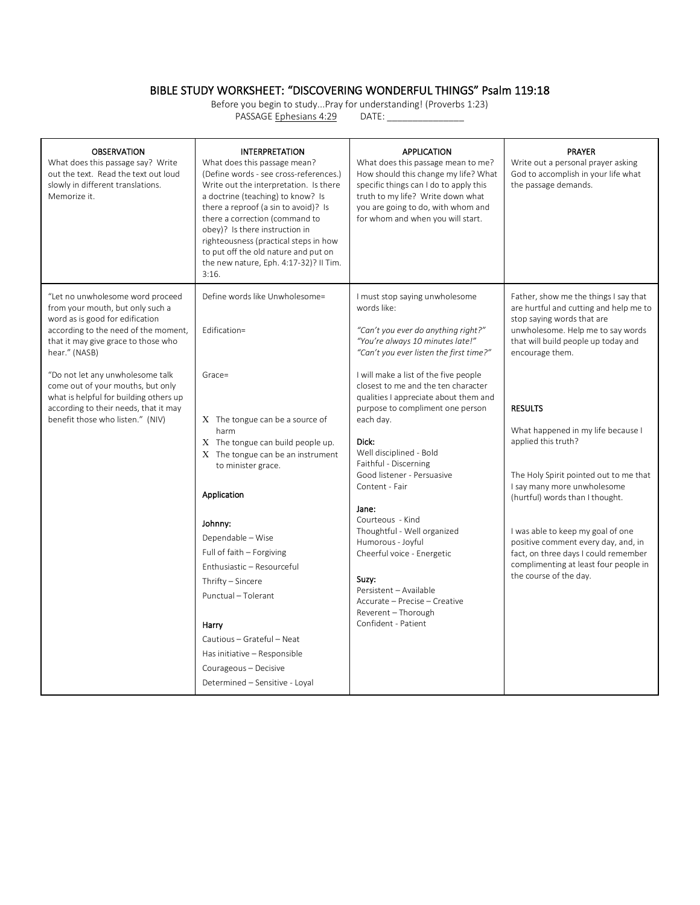## BIBLE STUDY WORKSHEET: "DISCOVERING WONDERFUL THINGS" Psalm 119:18

Before you begin to study...Pray for understanding! (Proverbs 1:23)
PASSAGE Ephesians 4:29  DATE: _______________

| OBSERVATION<br>What does this passage say? Write out the text. Read the text out loud slowly in different translations. Memorize it. | INTERPRETATION<br>What does this passage mean? (Define words - see cross-references.) Write out the interpretation. Is there a doctrine (teaching) to know? Is there a reproof (a sin to avoid)? Is there a correction (command to obey)? Is there instruction in righteousness (practical steps in how to put off the old nature and put on the new nature, Eph. 4:17-32)? II Tim. 3:16. | APPLICATION<br>What does this passage mean to me? How should this change my life? What specific things can I do to apply this truth to my life? Write down what you are going to do, with whom and for whom and when you will start. | PRAYER<br>Write out a personal prayer asking God to accomplish in your life what the passage demands. |
|---|---|---|---|
| "Let no unwholesome word proceed from your mouth, but only such a word as is good for edification according to the need of the moment, that it may give grace to those who hear." (NASB)<br><br>"Do not let any unwholesome talk come out of your mouths, but only what is helpful for building others up according to their needs, that it may benefit those who listen." (NIV) | Define words like Unwholesome=<br><br>Edification=<br><br>Grace=<br><br>X The tongue can be a source of harm<br>X The tongue can build people up.<br>X The tongue can be an instrument to minister grace.<br><br>**Application**<br><br>**Johnny:**<br>Dependable – Wise<br>Full of faith – Forgiving<br>Enthusiastic – Resourceful<br>Thrifty – Sincere<br>Punctual – Tolerant<br><br>**Harry**<br>Cautious – Grateful – Neat<br>Has initiative – Responsible<br>Courageous – Decisive<br>Determined – Sensitive - Loyal | I must stop saying unwholesome words like:<br><br>*"Can't you ever do anything right?"*<br>*"You're always 10 minutes late!"*<br>*"Can't you ever listen the first time?"*<br><br>I will make a list of the five people closest to me and the ten character qualities I appreciate about them and purpose to compliment one person each day.<br><br>**Dick:**<br>Well disciplined - Bold<br>Faithful - Discerning<br>Good listener - Persuasive<br>Content - Fair<br><br>**Jane:**<br>Courteous - Kind<br>Thoughtful - Well organized<br>Humorous - Joyful<br>Cheerful voice - Energetic<br><br>**Suzy:**<br>Persistent – Available<br>Accurate – Precise – Creative<br>Reverent – Thorough<br>Confident - Patient | Father, show me the things I say that are hurtful and cutting and help me to stop saying words that are unwholesome. Help me to say words that will build people up today and encourage them.<br><br>**RESULTS**<br><br>What happened in my life because I applied this truth?<br><br>The Holy Spirit pointed out to me that I say many more unwholesome (hurtful) words than I thought.<br><br>I was able to keep my goal of one positive comment every day, and, in fact, on three days I could remember complimenting at least four people in the course of the day. |